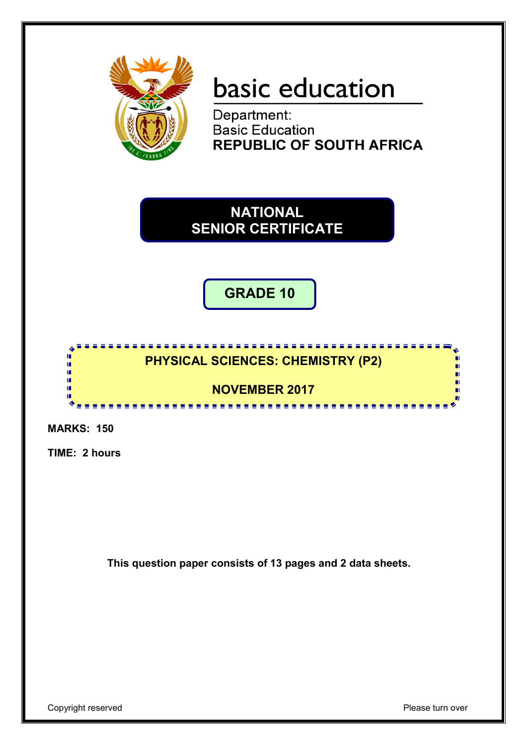basic education

Department:
Basic Education
**REPUBLIC OF SOUTH AFRICA**

# NATIONAL SENIOR CERTIFICATE

## GRADE 10

## PHYSICAL SCIENCES: CHEMISTRY (P2)

## NOVEMBER 2017

**MARKS: 150**

**TIME: 2 hours**

**This question paper consists of 13 pages and 2 data sheets.**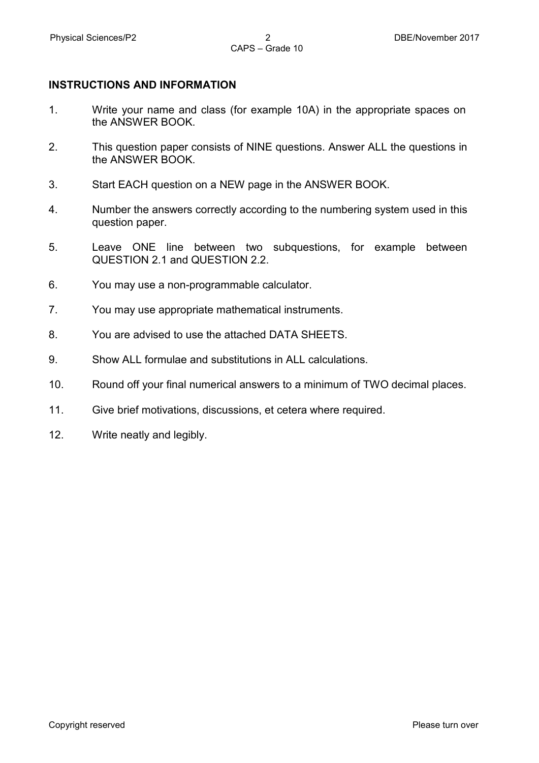## INSTRUCTIONS AND INFORMATION

1. Write your name and class (for example 10A) in the appropriate spaces on the ANSWER BOOK.
2. This question paper consists of NINE questions. Answer ALL the questions in the ANSWER BOOK.
3. Start EACH question on a NEW page in the ANSWER BOOK.
4. Number the answers correctly according to the numbering system used in this question paper.
5. Leave ONE line between two subquestions, for example between QUESTION 2.1 and QUESTION 2.2.
6. You may use a non-programmable calculator.
7. You may use appropriate mathematical instruments.
8. You are advised to use the attached DATA SHEETS.
9. Show ALL formulae and substitutions in ALL calculations.
10. Round off your final numerical answers to a minimum of TWO decimal places.
11. Give brief motivations, discussions, et cetera where required.
12. Write neatly and legibly.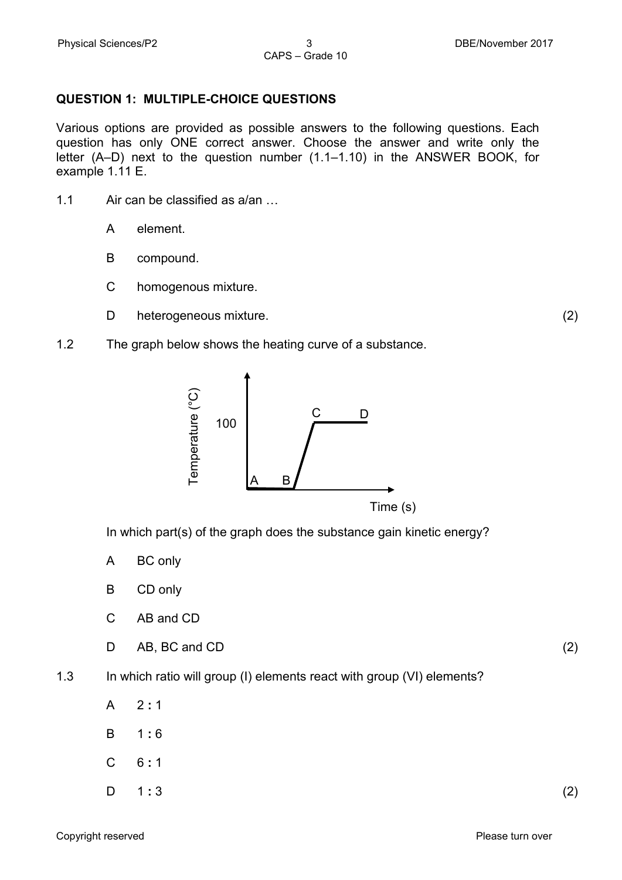## QUESTION 1: MULTIPLE-CHOICE QUESTIONS

Various options are provided as possible answers to the following questions. Each question has only ONE correct answer. Choose the answer and write only the letter (A–D) next to the question number (1.1–1.10) in the ANSWER BOOK, for example 1.11 E.

1.1 Air can be classified as a/an …

- A element.
- B compound.
- C homogenous mixture.
- D heterogeneous mixture. (2)

1.2 The graph below shows the heating curve of a substance.

In which part(s) of the graph does the substance gain kinetic energy?

- A BC only
- B CD only
- C AB and CD
- D AB, BC and CD (2)

1.3 In which ratio will group (I) elements react with group (VI) elements?

- A 2 **:** 1
- B 1 **:** 6
- C 6 **:** 1
- D 1 **:** 3 (2)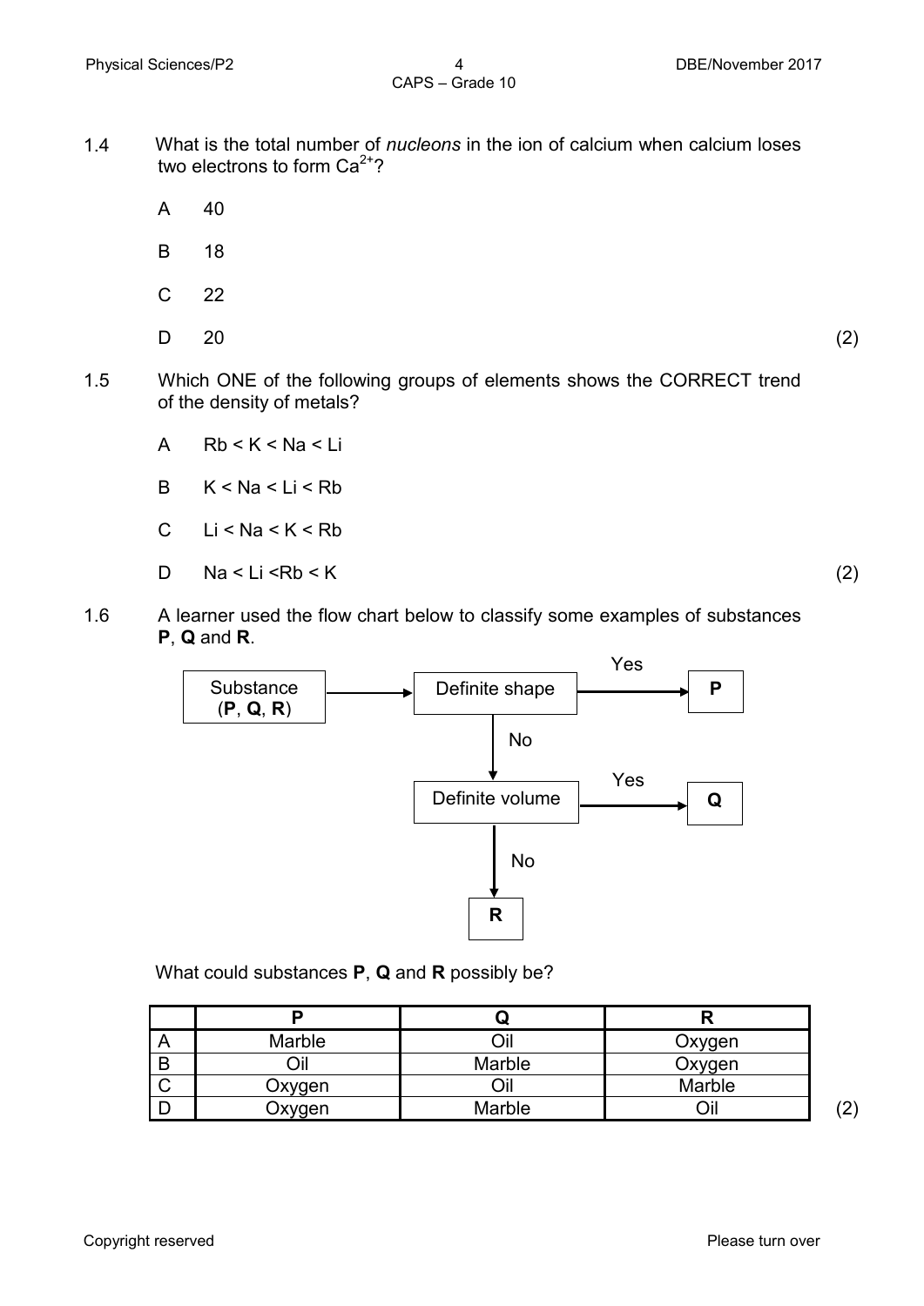1.4 What is the total number of *nucleons* in the ion of calcium when calcium loses two electrons to form $Ca^{2+}$?

A 40

B 18

C 22

D 20 (2)

1.5 Which ONE of the following groups of elements shows the CORRECT trend of the density of metals?

A Rb < K < Na < Li

B K < Na < Li < Rb

C Li < Na < K < Rb

D Na < Li <Rb < K (2)

1.6 A learner used the flow chart below to classify some examples of substances **P**, **Q** and **R**.

Substance (**P**, **Q**, **R**) → Definite shape —Yes→ **P**

Definite shape —No→ Definite volume —Yes→ **Q**

Definite volume —No→ **R**

What could substances **P**, **Q** and **R** possibly be?

| | **P** | **Q** | **R** |
|---|---|---|---|
| A | Marble | Oil | Oxygen |
| B | Oil | Marble | Oxygen |
| C | Oxygen | Oil | Marble |
| D | Oxygen | Marble | Oil |

(2)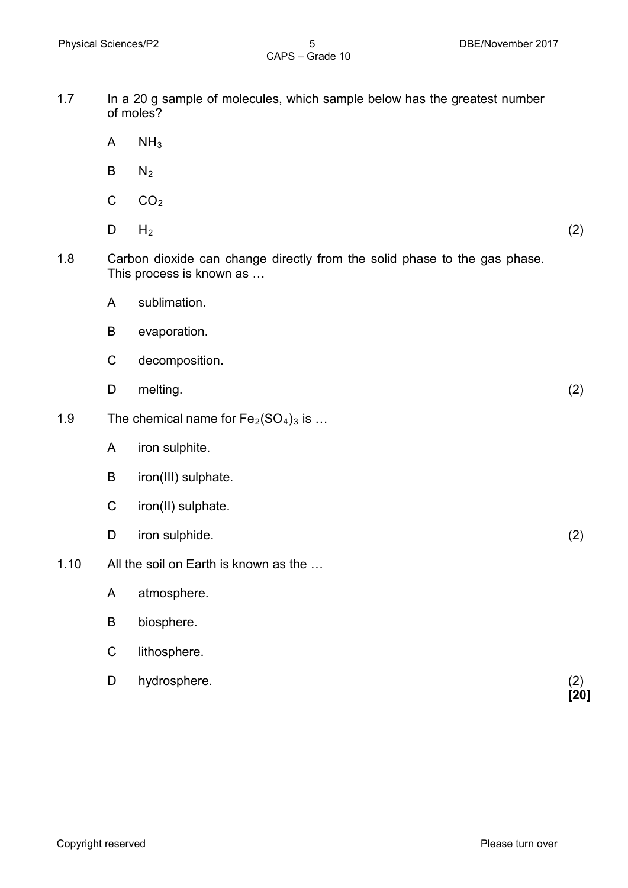1.7 In a 20 g sample of molecules, which sample below has the greatest number of moles?

A $NH_3$

B $N_2$

C $CO_2$

D $H_2$ (2)

1.8 Carbon dioxide can change directly from the solid phase to the gas phase. This process is known as …

A sublimation.

B evaporation.

C decomposition.

D melting. (2)

1.9 The chemical name for $Fe_2(SO_4)_3$ is …

A iron sulphite.

B iron(III) sulphate.

C iron(II) sulphate.

D iron sulphide. (2)

1.10 All the soil on Earth is known as the …

A atmosphere.

B biosphere.

C lithosphere.

D hydrosphere. (2)

**[20]**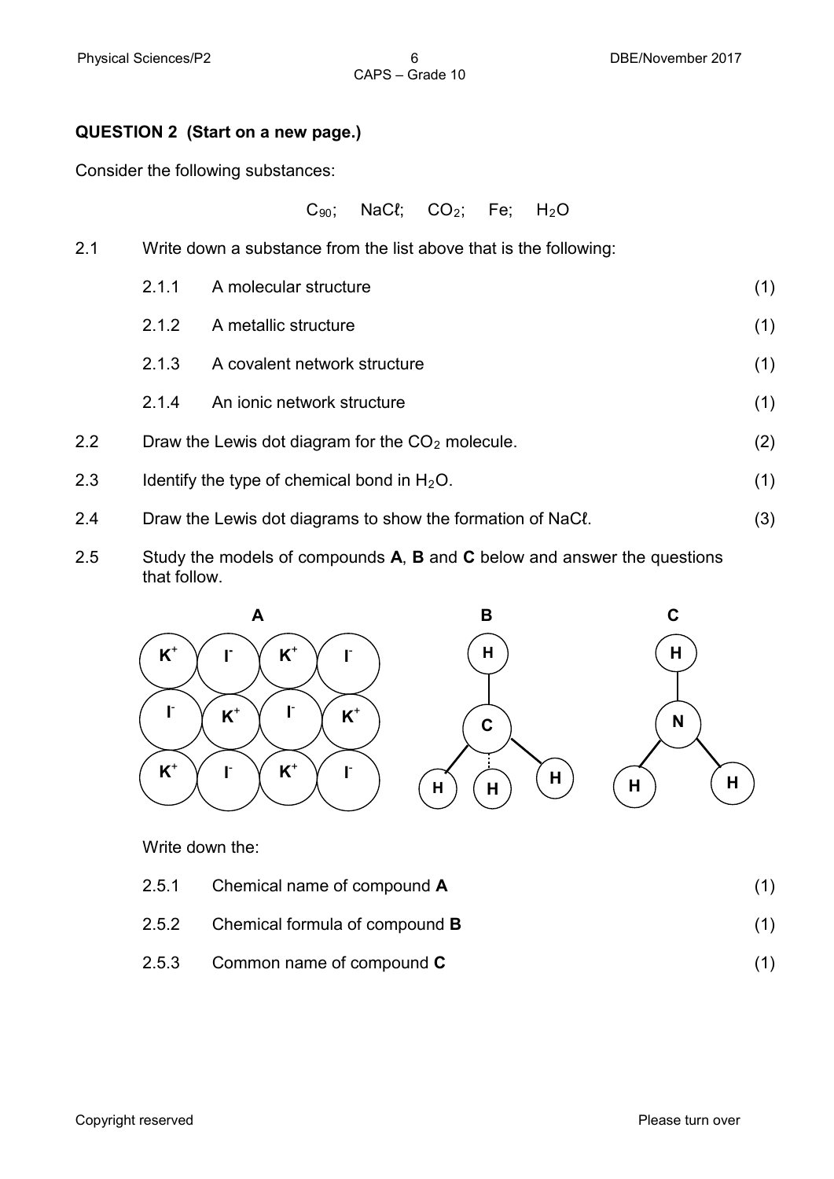## QUESTION 2 (Start on a new page.)

Consider the following substances:

$C_{90}$;  NaCℓ;  $CO_2$;  Fe;  $H_2O$

2.1 Write down a substance from the list above that is the following:

| | | |
|---|---|---|
| 2.1.1 | A molecular structure | (1) |
| 2.1.2 | A metallic structure | (1) |
| 2.1.3 | A covalent network structure | (1) |
| 2.1.4 | An ionic network structure | (1) |

2.2 Draw the Lewis dot diagram for the $CO_2$ molecule. (2)

2.3 Identify the type of chemical bond in $H_2O$. (1)

2.4 Draw the Lewis dot diagrams to show the formation of NaCℓ. (3)

2.5 Study the models of compounds **A**, **B** and **C** below and answer the questions that follow.

**A**

| | | | |
|---|---|---|---|
| $K^+$ | $I^-$ | $K^+$ | $I^-$ |
| $I^-$ | $K^+$ | $I^-$ | $K^+$ |
| $K^+$ | $I^-$ | $K^+$ | $I^-$ |

**B** (model: central C bonded to four H atoms)

**C** (model: central N bonded to three H atoms)

Write down the:

| | | |
|---|---|---|
| 2.5.1 | Chemical name of compound **A** | (1) |
| 2.5.2 | Chemical formula of compound **B** | (1) |
| 2.5.3 | Common name of compound **C** | (1) |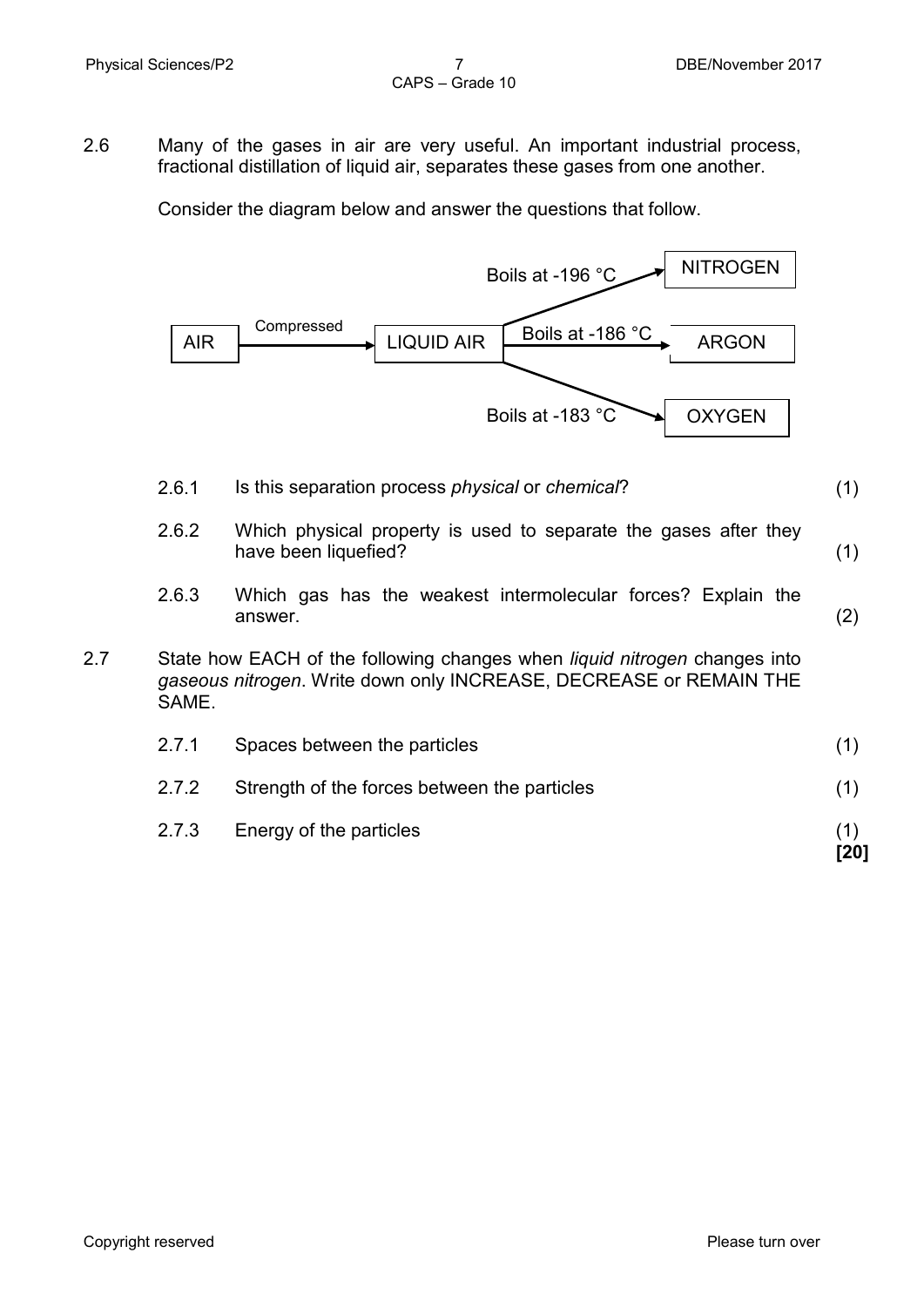2.6 Many of the gases in air are very useful. An important industrial process, fractional distillation of liquid air, separates these gases from one another.

Consider the diagram below and answer the questions that follow.

```
                                          Boils at -196 °C    NITROGEN
AIR  --Compressed-->  LIQUID AIR  ------  Boils at -186 °C -> ARGON
                                          Boils at -183 °C    OXYGEN
```

2.6.1 Is this separation process *physical* or *chemical*? (1)

2.6.2 Which physical property is used to separate the gases after they have been liquefied? (1)

2.6.3 Which gas has the weakest intermolecular forces? Explain the answer. (2)

2.7 State how EACH of the following changes when *liquid nitrogen* changes into *gaseous nitrogen*. Write down only INCREASE, DECREASE or REMAIN THE SAME.

2.7.1 Spaces between the particles (1)

2.7.2 Strength of the forces between the particles (1)

2.7.3 Energy of the particles (1)

**[20]**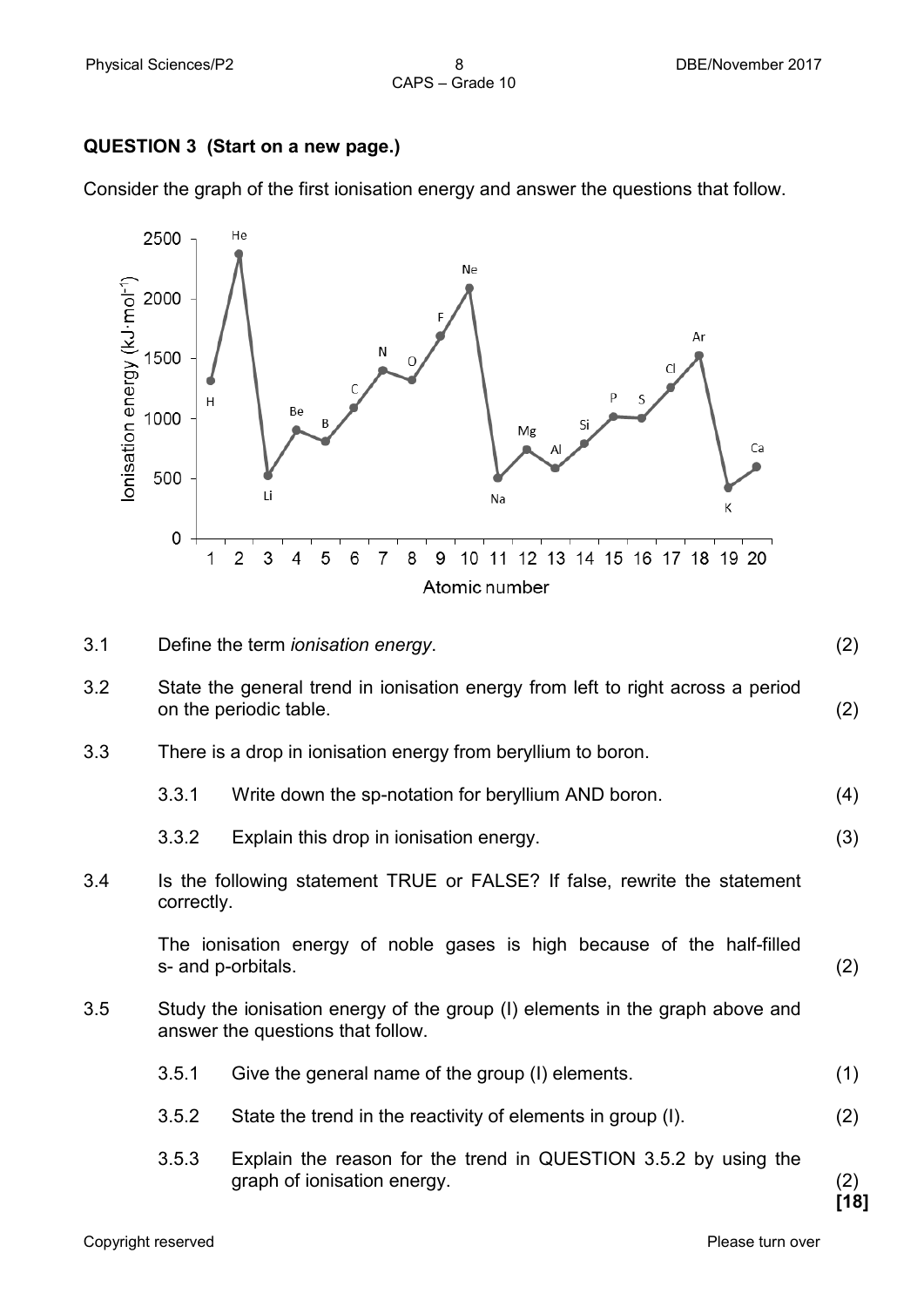**QUESTION 3 (Start on a new page.)**

Consider the graph of the first ionisation energy and answer the questions that follow.

3.1 Define the term *ionisation energy*. (2)

3.2 State the general trend in ionisation energy from left to right across a period on the periodic table. (2)

3.3 There is a drop in ionisation energy from beryllium to boron.

3.3.1 Write down the sp-notation for beryllium AND boron. (4)

3.3.2 Explain this drop in ionisation energy. (3)

3.4 Is the following statement TRUE or FALSE? If false, rewrite the statement correctly.

The ionisation energy of noble gases is high because of the half-filled s- and p-orbitals. (2)

3.5 Study the ionisation energy of the group (I) elements in the graph above and answer the questions that follow.

3.5.1 Give the general name of the group (I) elements. (1)

3.5.2 State the trend in the reactivity of elements in group (I). (2)

3.5.3 Explain the reason for the trend in QUESTION 3.5.2 by using the graph of ionisation energy. (2)

**[18]**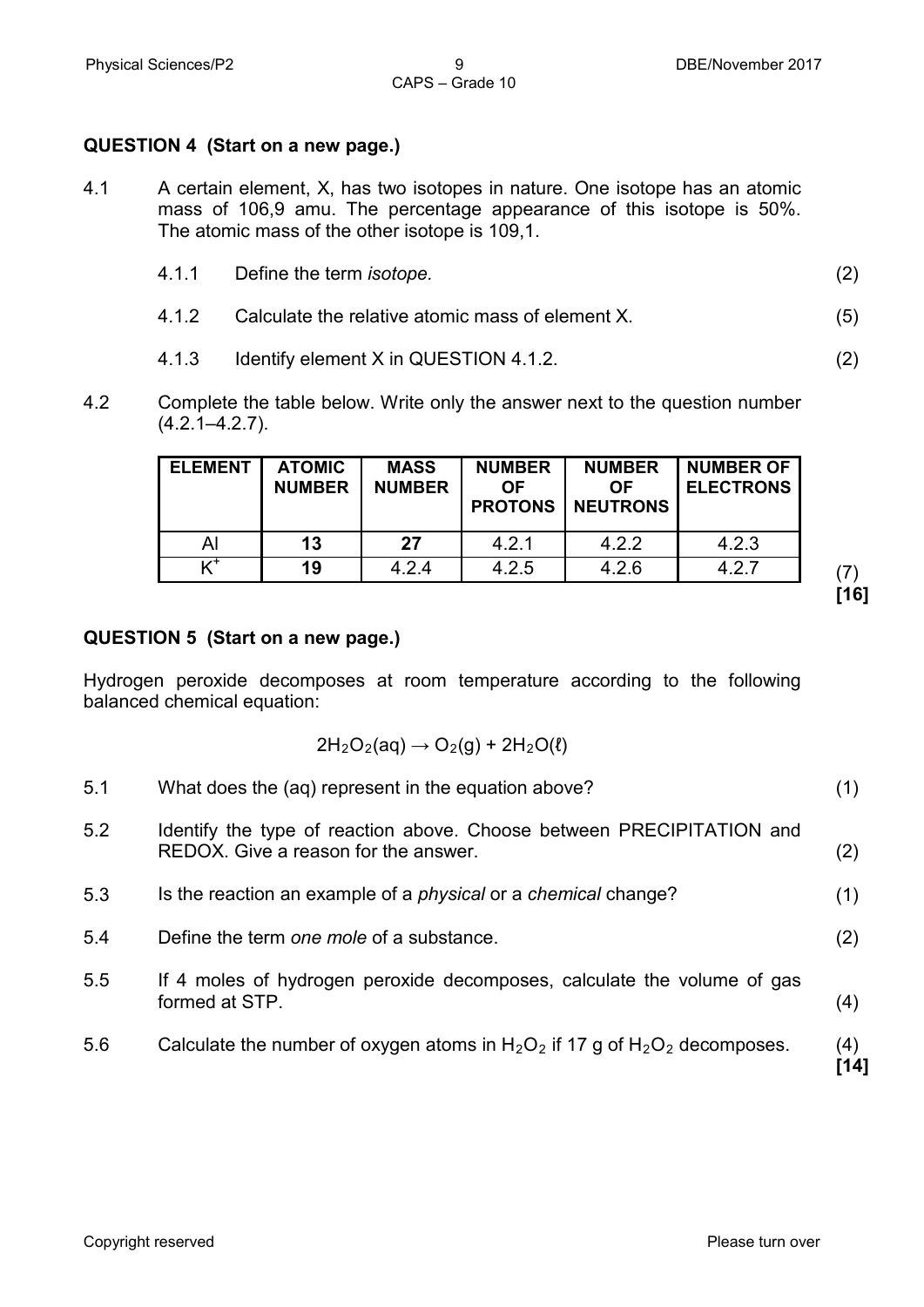## QUESTION 4 (Start on a new page.)

4.1 A certain element, X, has two isotopes in nature. One isotope has an atomic mass of 106,9 amu. The percentage appearance of this isotope is 50%. The atomic mass of the other isotope is 109,1.

4.1.1 Define the term *isotope.* (2)

4.1.2 Calculate the relative atomic mass of element X. (5)

4.1.3 Identify element X in QUESTION 4.1.2. (2)

4.2 Complete the table below. Write only the answer next to the question number (4.2.1–4.2.7).

| ELEMENT | ATOMIC NUMBER | MASS NUMBER | NUMBER OF PROTONS | NUMBER OF NEUTRONS | NUMBER OF ELECTRONS |
|---|---|---|---|---|---|
| Al | **13** | **27** | 4.2.1 | 4.2.2 | 4.2.3 |
| $K^+$ | **19** | 4.2.4 | 4.2.5 | 4.2.6 | 4.2.7 |

(7)
**[16]**

## QUESTION 5 (Start on a new page.)

Hydrogen peroxide decomposes at room temperature according to the following balanced chemical equation:

$$2H_2O_2(aq) \rightarrow O_2(g) + 2H_2O(\ell)$$

5.1 What does the (aq) represent in the equation above? (1)

5.2 Identify the type of reaction above. Choose between PRECIPITATION and REDOX. Give a reason for the answer. (2)

5.3 Is the reaction an example of a *physical* or a *chemical* change? (1)

5.4 Define the term *one mole* of a substance. (2)

5.5 If 4 moles of hydrogen peroxide decomposes, calculate the volume of gas formed at STP. (4)

5.6 Calculate the number of oxygen atoms in $H_2O_2$ if 17 g of $H_2O_2$ decomposes. (4)
**[14]**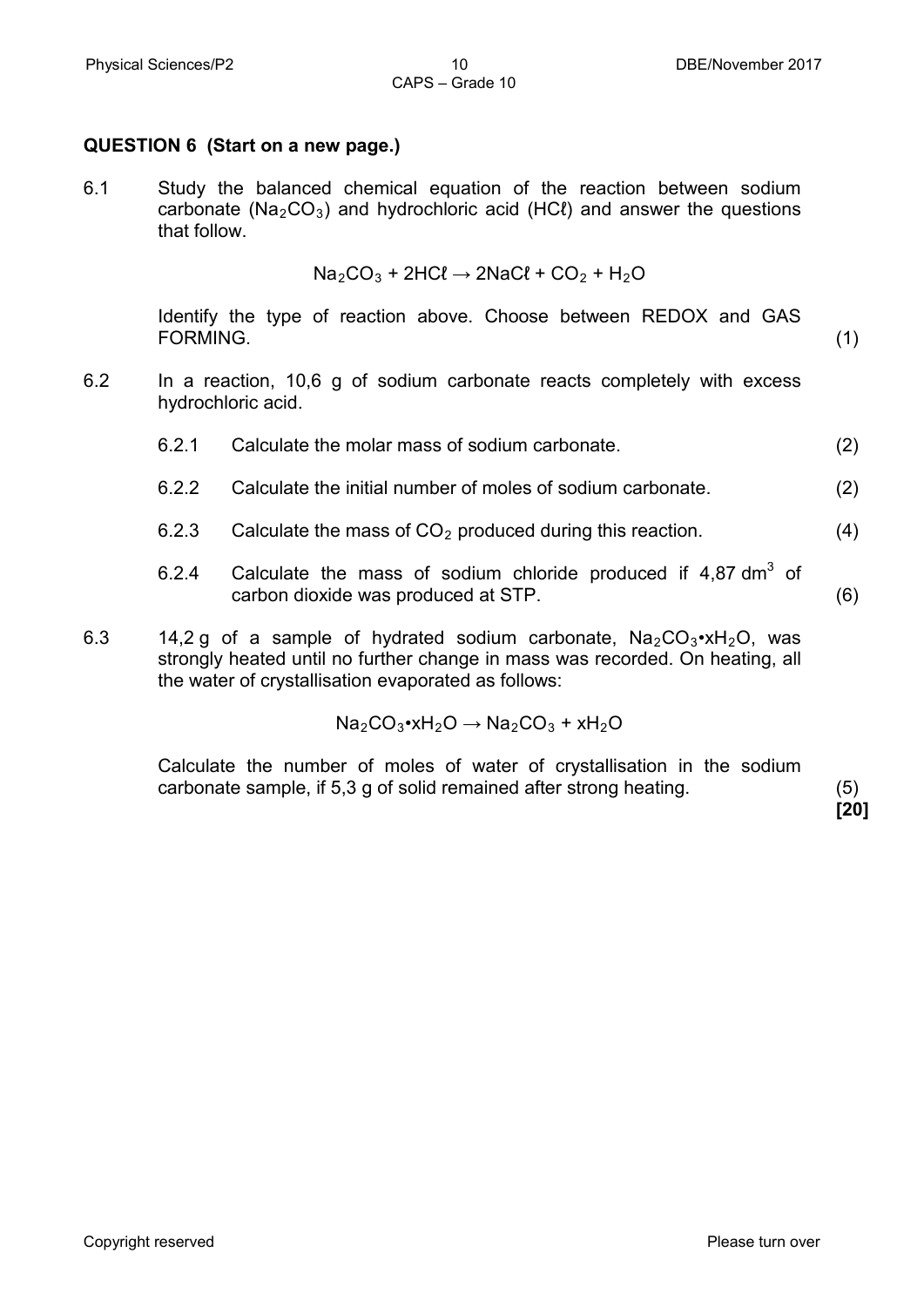## QUESTION 6 (Start on a new page.)

6.1 Study the balanced chemical equation of the reaction between sodium carbonate ($Na_2CO_3$) and hydrochloric acid ($HC\ell$) and answer the questions that follow.

$$Na_2CO_3 + 2HC\ell \rightarrow 2NaC\ell + CO_2 + H_2O$$

Identify the type of reaction above. Choose between REDOX and GAS FORMING. (1)

6.2 In a reaction, 10,6 g of sodium carbonate reacts completely with excess hydrochloric acid.

6.2.1 Calculate the molar mass of sodium carbonate. (2)

6.2.2 Calculate the initial number of moles of sodium carbonate. (2)

6.2.3 Calculate the mass of $CO_2$ produced during this reaction. (4)

6.2.4 Calculate the mass of sodium chloride produced if 4,87 $dm^3$ of carbon dioxide was produced at STP. (6)

6.3 14,2 g of a sample of hydrated sodium carbonate, $Na_2CO_3 \bullet xH_2O$, was strongly heated until no further change in mass was recorded. On heating, all the water of crystallisation evaporated as follows:

$$Na_2CO_3 \bullet xH_2O \rightarrow Na_2CO_3 + xH_2O$$

Calculate the number of moles of water of crystallisation in the sodium carbonate sample, if 5,3 g of solid remained after strong heating. (5)

**[20]**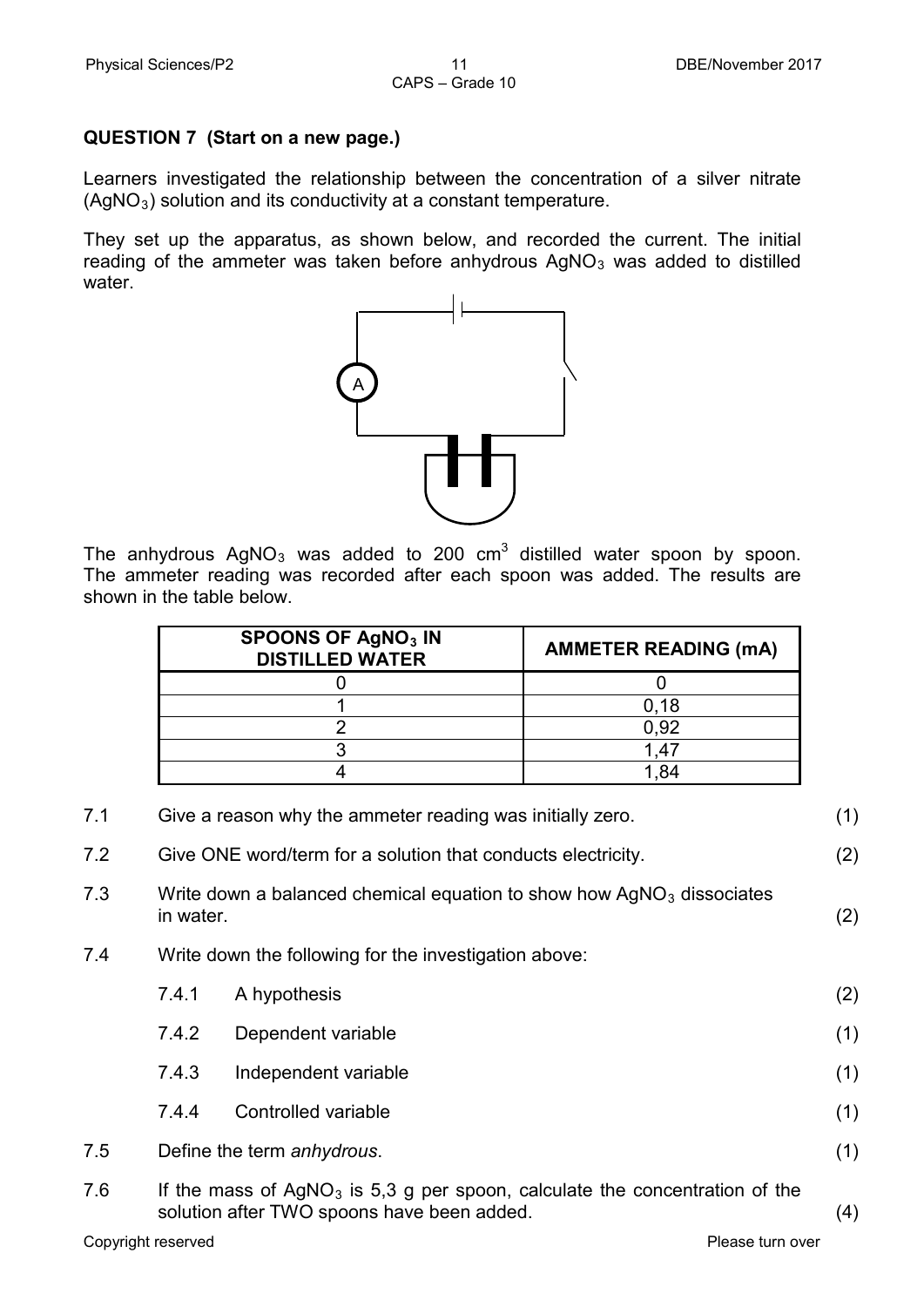## QUESTION 7 (Start on a new page.)

Learners investigated the relationship between the concentration of a silver nitrate ($AgNO_3$) solution and its conductivity at a constant temperature.

They set up the apparatus, as shown below, and recorded the current. The initial reading of the ammeter was taken before anhydrous $AgNO_3$ was added to distilled water.

The anhydrous $AgNO_3$ was added to 200 $cm^3$ distilled water spoon by spoon. The ammeter reading was recorded after each spoon was added. The results are shown in the table below.

| SPOONS OF $AgNO_3$ IN DISTILLED WATER | AMMETER READING (mA) |
|---|---|
| 0 | 0 |
| 1 | 0,18 |
| 2 | 0,92 |
| 3 | 1,47 |
| 4 | 1,84 |

7.1 Give a reason why the ammeter reading was initially zero. (1)

7.2 Give ONE word/term for a solution that conducts electricity. (2)

7.3 Write down a balanced chemical equation to show how $AgNO_3$ dissociates in water. (2)

7.4 Write down the following for the investigation above:

7.4.1 A hypothesis (2)

7.4.2 Dependent variable (1)

7.4.3 Independent variable (1)

7.4.4 Controlled variable (1)

7.5 Define the term *anhydrous*. (1)

7.6 If the mass of $AgNO_3$ is 5,3 g per spoon, calculate the concentration of the solution after TWO spoons have been added. (4)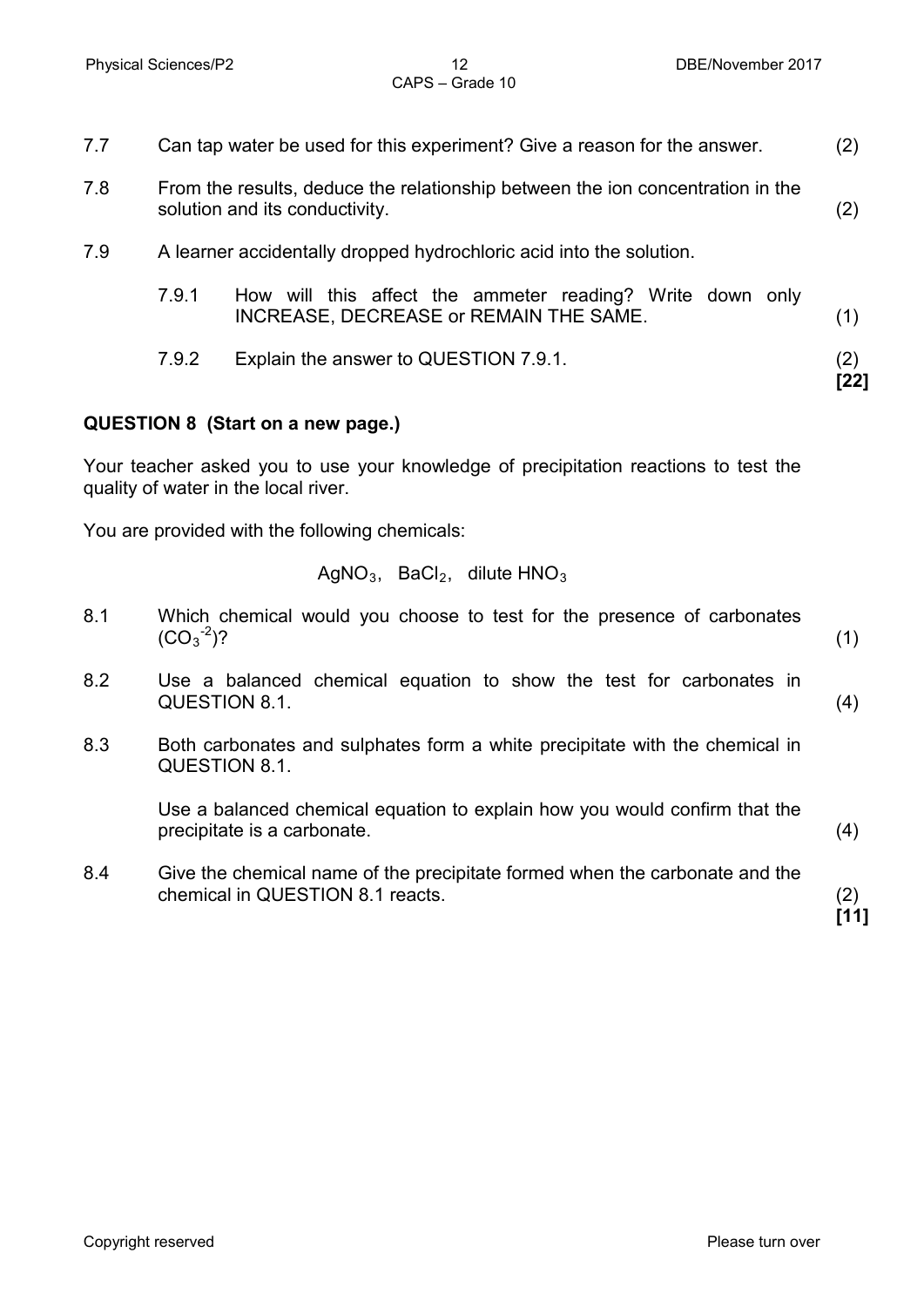7.7 Can tap water be used for this experiment? Give a reason for the answer. (2)

7.8 From the results, deduce the relationship between the ion concentration in the solution and its conductivity. (2)

7.9 A learner accidentally dropped hydrochloric acid into the solution.

7.9.1 How will this affect the ammeter reading? Write down only INCREASE, DECREASE or REMAIN THE SAME. (1)

7.9.2 Explain the answer to QUESTION 7.9.1. (2)

**[22]**

## QUESTION 8 (Start on a new page.)

Your teacher asked you to use your knowledge of precipitation reactions to test the quality of water in the local river.

You are provided with the following chemicals:

$$AgNO_3, \quad BaCl_2, \quad \text{dilute } HNO_3$$

8.1 Which chemical would you choose to test for the presence of carbonates ($CO_3^{-2}$)? (1)

8.2 Use a balanced chemical equation to show the test for carbonates in QUESTION 8.1. (4)

8.3 Both carbonates and sulphates form a white precipitate with the chemical in QUESTION 8.1.

Use a balanced chemical equation to explain how you would confirm that the precipitate is a carbonate. (4)

8.4 Give the chemical name of the precipitate formed when the carbonate and the chemical in QUESTION 8.1 reacts. (2)

**[11]**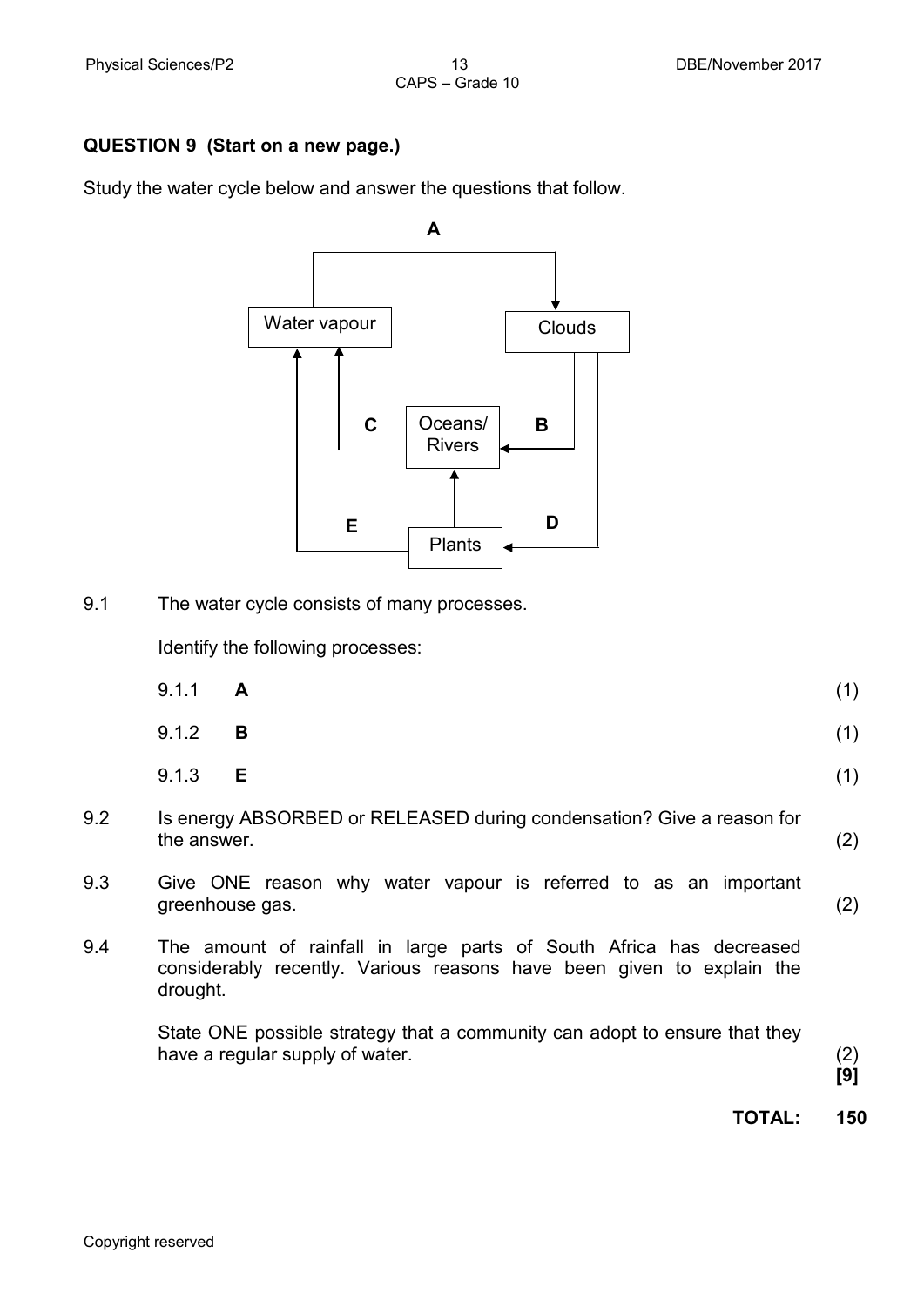**QUESTION 9 (Start on a new page.)**

Study the water cycle below and answer the questions that follow.

9.1 The water cycle consists of many processes.

Identify the following processes:

9.1.1 **A** (1)

9.1.2 **B** (1)

9.1.3 **E** (1)

9.2 Is energy ABSORBED or RELEASED during condensation? Give a reason for the answer. (2)

9.3 Give ONE reason why water vapour is referred to as an important greenhouse gas. (2)

9.4 The amount of rainfall in large parts of South Africa has decreased considerably recently. Various reasons have been given to explain the drought.

State ONE possible strategy that a community can adopt to ensure that they have a regular supply of water. (2)
**[9]**

**TOTAL: 150**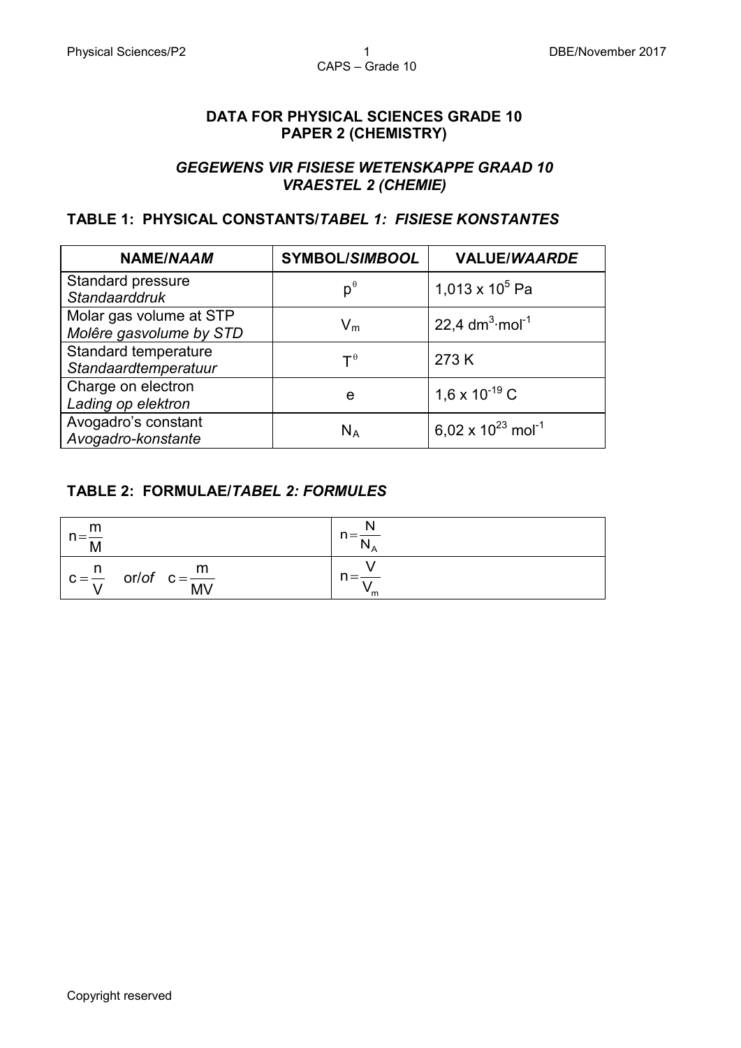**DATA FOR PHYSICAL SCIENCES GRADE 10**
**PAPER 2 (CHEMISTRY)**

***GEGEWENS VIR FISIESE WETENSKAPPE GRAAD 10***
***VRAESTEL 2 (CHEMIE)***

### TABLE 1: PHYSICAL CONSTANTS/*TABEL 1: FISIESE KONSTANTES*

| NAME/*NAAM* | SYMBOL/*SIMBOOL* | VALUE/*WAARDE* |
|---|---|---|
| Standard pressure<br>*Standaarddruk* | $p^{\theta}$ | $1,013 \times 10^{5}$ Pa |
| Molar gas volume at STP<br>*Molêre gasvolume by STD* | $V_m$ | $22,4\ dm^{3}\cdot mol^{-1}$ |
| Standard temperature<br>*Standaardtemperatuur* | $T^{\theta}$ | 273 K |
| Charge on electron<br>*Lading op elektron* | e | $1,6 \times 10^{-19}$ C |
| Avogadro's constant<br>*Avogadro-konstante* | $N_A$ | $6,02 \times 10^{23}\ mol^{-1}$ |

### TABLE 2: FORMULAE/*TABEL 2: FORMULES*

| | |
|---|---|
| $n=\frac{m}{M}$ | $n=\frac{N}{N_A}$ |
| $c=\frac{n}{V}$ or/*of* $c=\frac{m}{MV}$ | $n=\frac{V}{V_m}$ |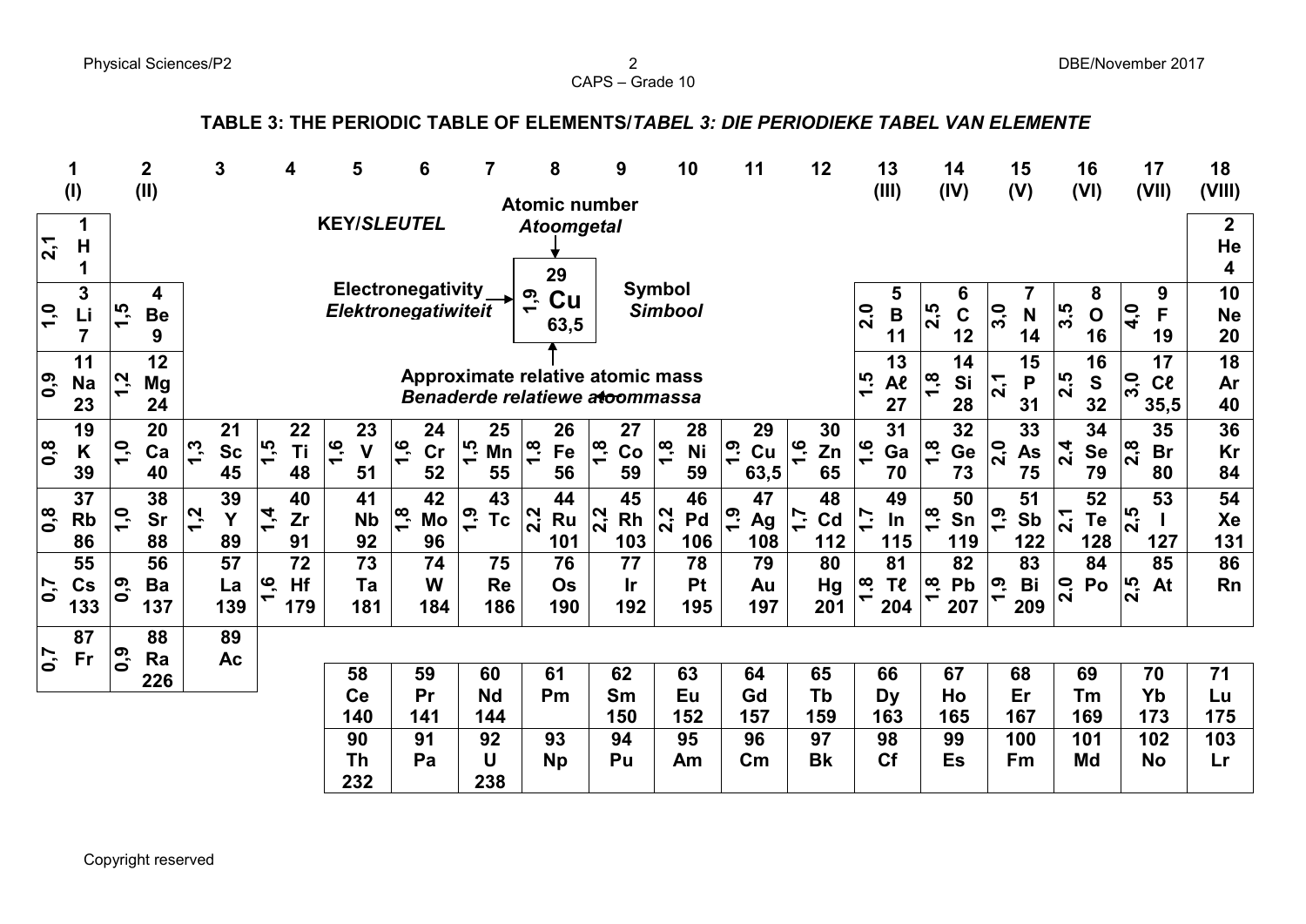# TABLE 3: THE PERIODIC TABLE OF ELEMENTS/*TABEL 3: DIE PERIODIEKE TABEL VAN ELEMENTE*

**KEY/*SLEUTEL***

- Atomic number/*Atoomgetal*: 29
- Electronegativity/*Elektronegatiwiteit*: 1,9
- Symbol/*Simbool*: Cu
- Approximate relative atomic mass/*Benaderde relatiewe atoommassa*: 63,5

| 1 (I) | 2 (II) | 3 | 4 | 5 | 6 | 7 | 8 | 9 | 10 | 11 | 12 | 13 (III) | 14 (IV) | 15 (V) | 16 (VI) | 17 (VII) | 18 (VIII) |
|---|---|---|---|---|---|---|---|---|---|---|---|---|---|---|---|---|---|
| 1 H 1 (2,1) | | | | | | | | | | | | | | | | | 2 He 4 |
| 3 Li 7 (1,0) | 4 Be 9 (1,5) | | | | | | | | | | | 5 B 11 (2,0) | 6 C 12 (2,5) | 7 N 14 (3,0) | 8 O 16 (3,5) | 9 F 19 (4,0) | 10 Ne 20 |
| 11 Na 23 (0,9) | 12 Mg 24 (1,2) | | | | | | | | | | | 13 Aℓ 27 (1,5) | 14 Si 28 (1,8) | 15 P 31 (2,1) | 16 S 32 (2,5) | 17 Cℓ 35,5 (3,0) | 18 Ar 40 |
| 19 K 39 (0,8) | 20 Ca 40 (1,0) | 21 Sc 45 (1,3) | 22 Ti 48 (1,5) | 23 V 51 (1,6) | 24 Cr 52 (1,6) | 25 Mn 55 (1,5) | 26 Fe 56 (1,8) | 27 Co 59 (1,8) | 28 Ni 59 (1,8) | 29 Cu 63,5 (1,9) | 30 Zn 65 (1,6) | 31 Ga 70 (1,6) | 32 Ge 73 (1,8) | 33 As 75 (2,0) | 34 Se 79 (2,4) | 35 Br 80 (2,8) | 36 Kr 84 |
| 37 Rb 86 (0,8) | 38 Sr 88 (1,0) | 39 Y 89 (1,2) | 40 Zr 91 (1,4) | 41 Nb 92 | 42 Mo 96 (1,8) | 43 Tc (1,9) | 44 Ru 101 (2,2) | 45 Rh 103 (2,2) | 46 Pd 106 (2,2) | 47 Ag 108 (1,9) | 48 Cd 112 (1,7) | 49 In 115 (1,7) | 50 Sn 119 (1,8) | 51 Sb 122 (1,9) | 52 Te 128 (2,1) | 53 I 127 (2,5) | 54 Xe 131 |
| 55 Cs 133 (0,7) | 56 Ba 137 (0,9) | 57 La 139 | 72 Hf 179 (1,6) | 73 Ta 181 | 74 W 184 | 75 Re 186 | 76 Os 190 | 77 Ir 192 | 78 Pt 195 | 79 Au 197 | 80 Hg 201 | 81 Tℓ 204 (1,8) | 82 Pb 207 (1,8) | 83 Bi 209 (1,9) | 84 Po (2,0) | 85 At (2,5) | 86 Rn |
| 87 Fr (0,7) | 88 Ra 226 (0,9) | 89 Ac | | | | | | | | | | | | | | | |

| | | | | | | | | | | | | | |
|---|---|---|---|---|---|---|---|---|---|---|---|---|---|
| 58 Ce 140 | 59 Pr 141 | 60 Nd 144 | 61 Pm | 62 Sm 150 | 63 Eu 152 | 64 Gd 157 | 65 Tb 159 | 66 Dy 163 | 67 Ho 165 | 68 Er 167 | 69 Tm 169 | 70 Yb 173 | 71 Lu 175 |
| 90 Th 232 | 91 Pa | 92 U 238 | 93 Np | 94 Pu | 95 Am | 96 Cm | 97 Bk | 98 Cf | 99 Es | 100 Fm | 101 Md | 102 No | 103 Lr |